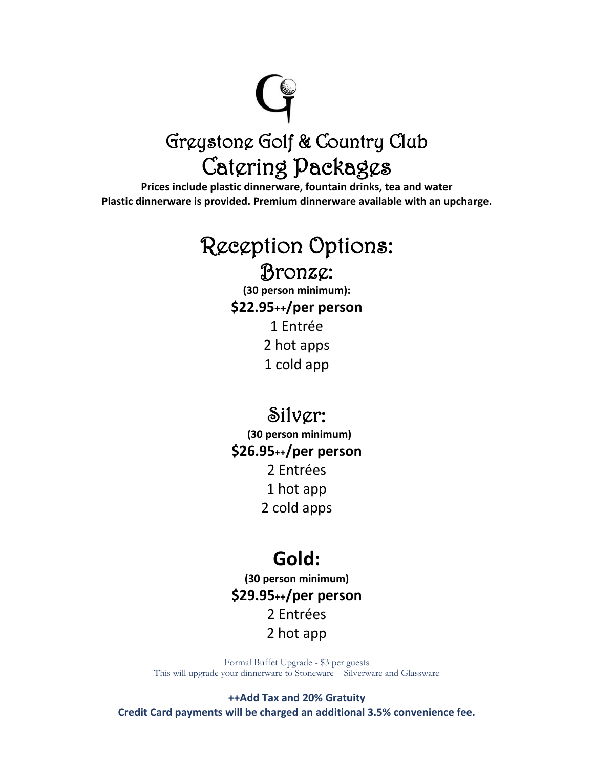# Greystone Golf & Country Club

# Catering Packages

**Prices include plastic dinnerware, fountain drinks, tea and water**
**Plastic dinnerware is provided. Premium dinnerware available with an upcharge.**

## Reception Options:

### Bronze:

**(30 person minimum):**

**$22.95++/per person**

1 Entrée

2 hot apps

1 cold app

### Silver:

**(30 person minimum)**

**$26.95++/per person**

2 Entrées

1 hot app

2 cold apps

### Gold:

**(30 person minimum)**

**$29.95++/per person**

2 Entrées

2 hot app

Formal Buffet Upgrade - $3 per guests
This will upgrade your dinnerware to Stoneware – Silverware and Glassware

**++Add Tax and 20% Gratuity**
**Credit Card payments will be charged an additional 3.5% convenience fee.**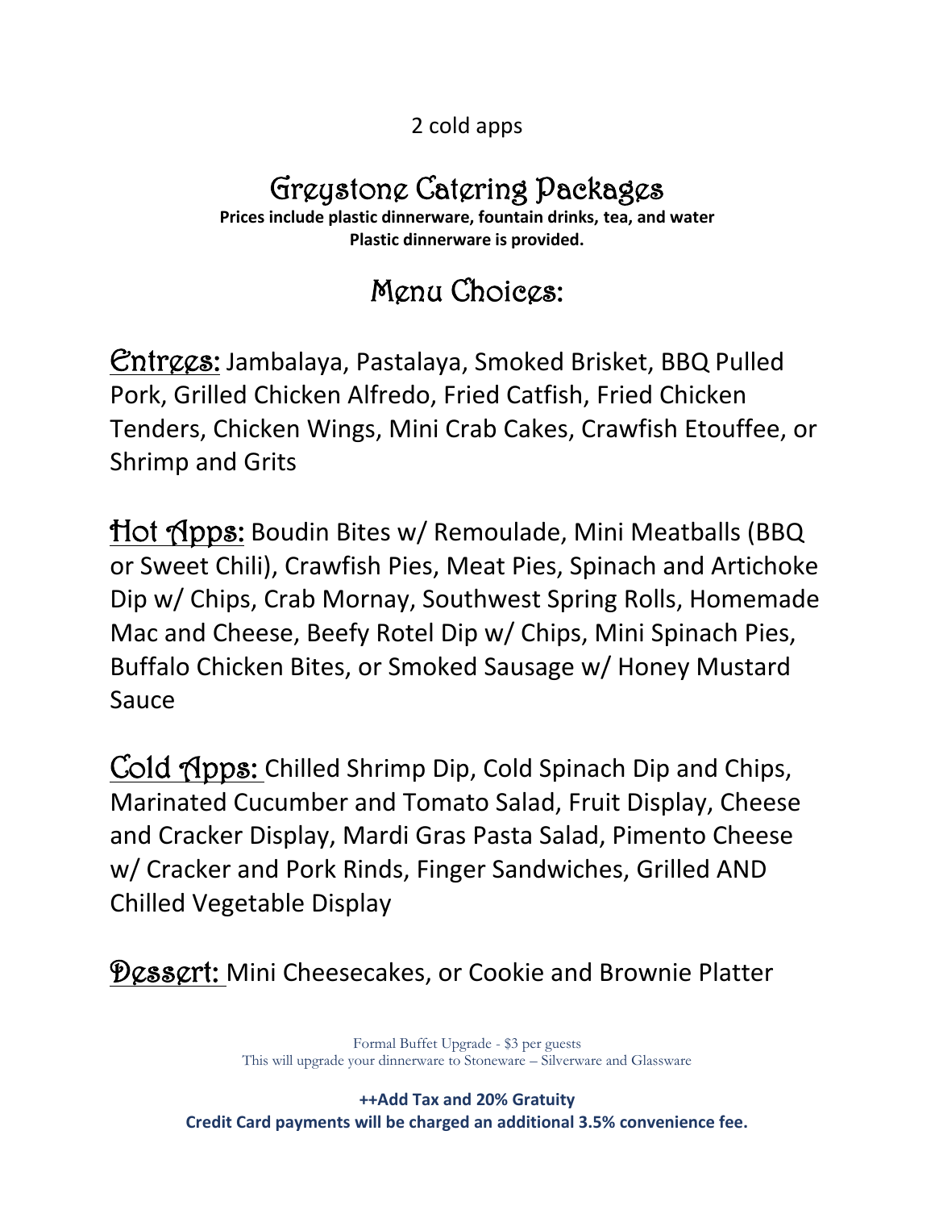2 cold apps

# Greystone Catering Packages

**Prices include plastic dinnerware, fountain drinks, tea, and water**
**Plastic dinnerware is provided.**

## Menu Choices:

Entrees: Jambalaya, Pastalaya, Smoked Brisket, BBQ Pulled Pork, Grilled Chicken Alfredo, Fried Catfish, Fried Chicken Tenders, Chicken Wings, Mini Crab Cakes, Crawfish Etouffee, or Shrimp and Grits

Hot Apps: Boudin Bites w/ Remoulade, Mini Meatballs (BBQ or Sweet Chili), Crawfish Pies, Meat Pies, Spinach and Artichoke Dip w/ Chips, Crab Mornay, Southwest Spring Rolls, Homemade Mac and Cheese, Beefy Rotel Dip w/ Chips, Mini Spinach Pies, Buffalo Chicken Bites, or Smoked Sausage w/ Honey Mustard Sauce

Cold Apps: Chilled Shrimp Dip, Cold Spinach Dip and Chips, Marinated Cucumber and Tomato Salad, Fruit Display, Cheese and Cracker Display, Mardi Gras Pasta Salad, Pimento Cheese w/ Cracker and Pork Rinds, Finger Sandwiches, Grilled AND Chilled Vegetable Display

Dessert: Mini Cheesecakes, or Cookie and Brownie Platter

Formal Buffet Upgrade - $3 per guests
This will upgrade your dinnerware to Stoneware – Silverware and Glassware

**++Add Tax and 20% Gratuity**
**Credit Card payments will be charged an additional 3.5% convenience fee.**